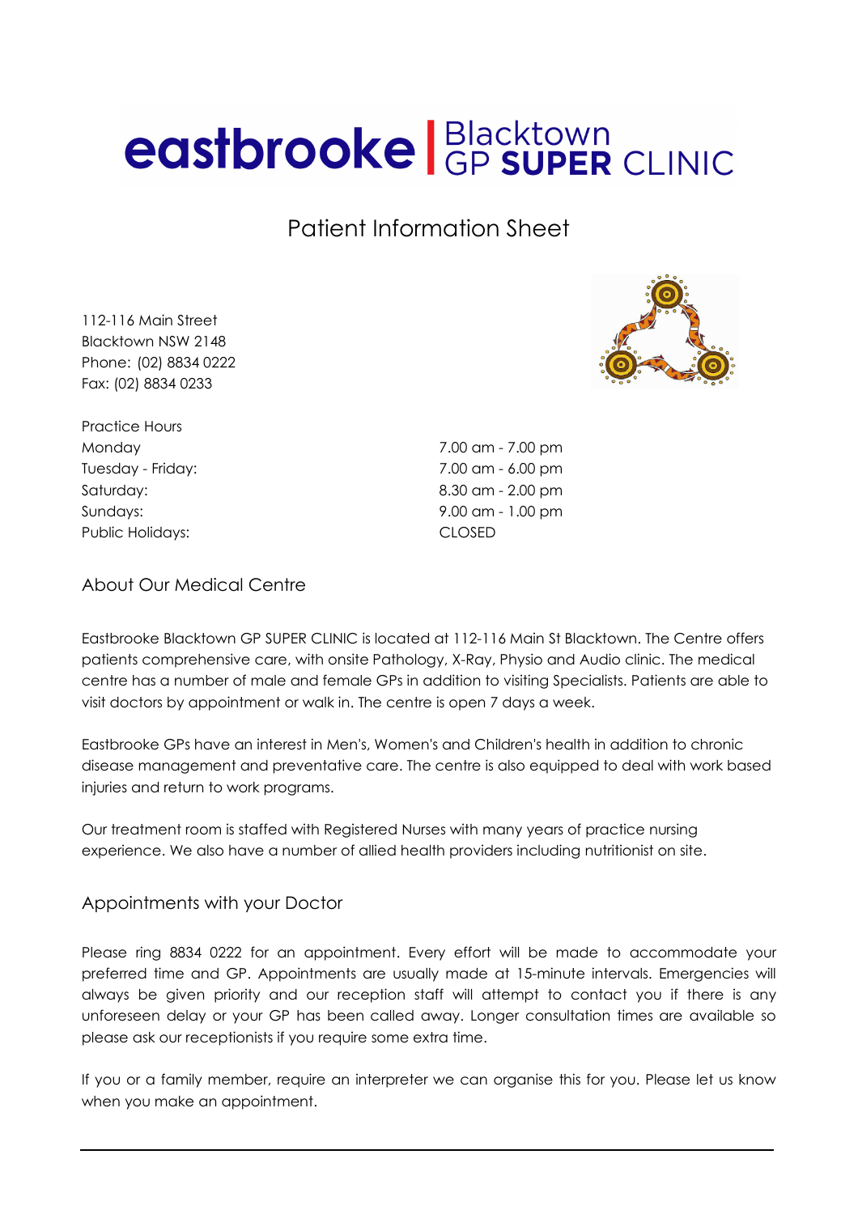# eastbrooke | Blacktown GP SUPER CLINIC

## Patient Information Sheet

112-116 Main Street
Blacktown NSW 2148
Phone: (02) 8834 0222
Fax: (02) 8834 0233

| Practice Hours | |
|---|---|
| Monday | 7.00 am - 7.00 pm |
| Tuesday - Friday: | 7.00 am - 6.00 pm |
| Saturday: | 8.30 am - 2.00 pm |
| Sundays: | 9.00 am - 1.00 pm |
| Public Holidays: | CLOSED |

### About Our Medical Centre

Eastbrooke Blacktown GP SUPER CLINIC is located at 112-116 Main St Blacktown. The Centre offers patients comprehensive care, with onsite Pathology, X-Ray, Physio and Audio clinic. The medical centre has a number of male and female GPs in addition to visiting Specialists. Patients are able to visit doctors by appointment or walk in. The centre is open 7 days a week.

Eastbrooke GPs have an interest in Men's, Women's and Children's health in addition to chronic disease management and preventative care. The centre is also equipped to deal with work based injuries and return to work programs.

Our treatment room is staffed with Registered Nurses with many years of practice nursing experience. We also have a number of allied health providers including nutritionist on site.

### Appointments with your Doctor

Please ring 8834 0222 for an appointment. Every effort will be made to accommodate your preferred time and GP. Appointments are usually made at 15-minute intervals. Emergencies will always be given priority and our reception staff will attempt to contact you if there is any unforeseen delay or your GP has been called away. Longer consultation times are available so please ask our receptionists if you require some extra time.

If you or a family member, require an interpreter we can organise this for you. Please let us know when you make an appointment.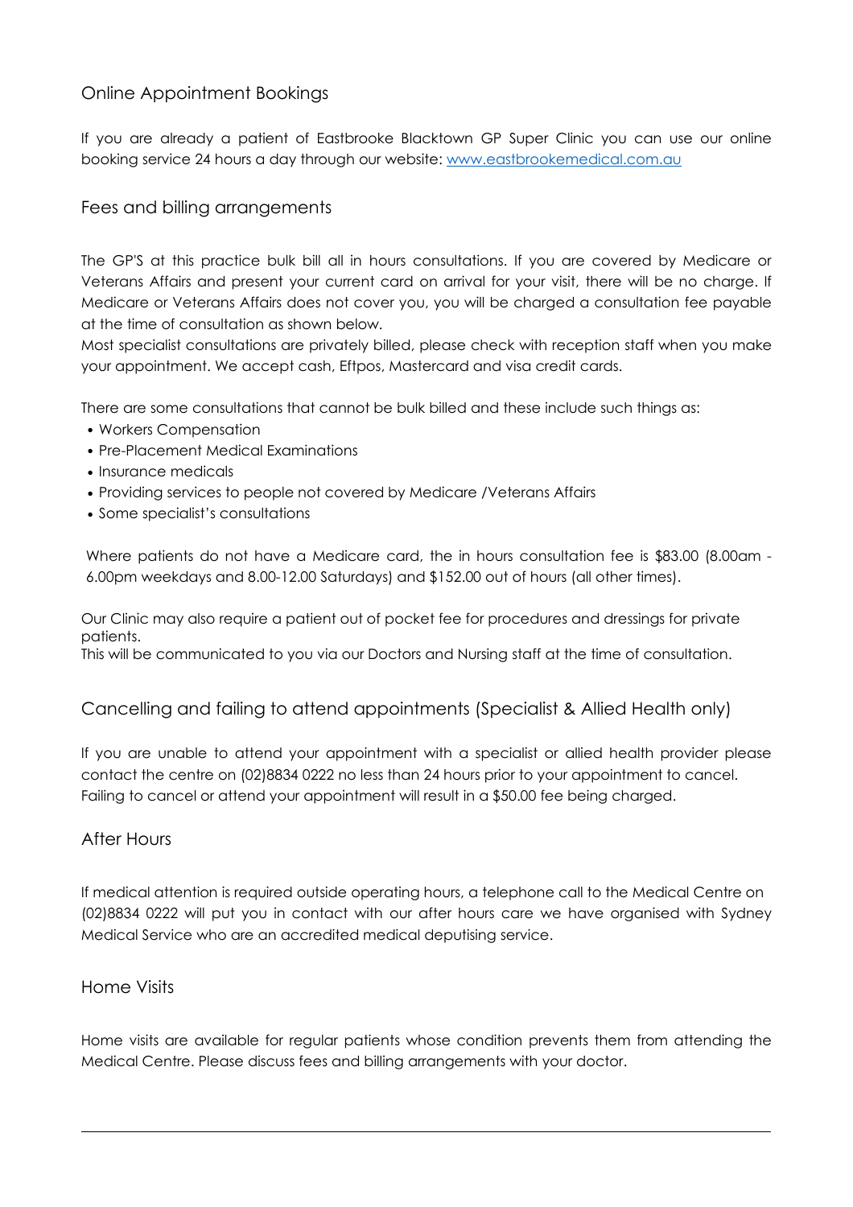## Online Appointment Bookings

If you are already a patient of Eastbrooke Blacktown GP Super Clinic you can use our online booking service 24 hours a day through our website: [www.eastbrookemedical.com.au](www.eastbrookemedical.com.au)

## Fees and billing arrangements

The GP'S at this practice bulk bill all in hours consultations. If you are covered by Medicare or Veterans Affairs and present your current card on arrival for your visit, there will be no charge. If Medicare or Veterans Affairs does not cover you, you will be charged a consultation fee payable at the time of consultation as shown below.

Most specialist consultations are privately billed, please check with reception staff when you make your appointment. We accept cash, Eftpos, Mastercard and visa credit cards.

There are some consultations that cannot be bulk billed and these include such things as:

- Workers Compensation
- Pre-Placement Medical Examinations
- Insurance medicals
- Providing services to people not covered by Medicare /Veterans Affairs
- Some specialist's consultations

Where patients do not have a Medicare card, the in hours consultation fee is $83.00 (8.00am - 6.00pm weekdays and 8.00-12.00 Saturdays) and $152.00 out of hours (all other times).

Our Clinic may also require a patient out of pocket fee for procedures and dressings for private patients.
This will be communicated to you via our Doctors and Nursing staff at the time of consultation.

## Cancelling and failing to attend appointments (Specialist & Allied Health only)

If you are unable to attend your appointment with a specialist or allied health provider please contact the centre on (02)8834 0222 no less than 24 hours prior to your appointment to cancel. Failing to cancel or attend your appointment will result in a $50.00 fee being charged.

## After Hours

If medical attention is required outside operating hours, a telephone call to the Medical Centre on (02)8834 0222 will put you in contact with our after hours care we have organised with Sydney Medical Service who are an accredited medical deputising service.

## Home Visits

Home visits are available for regular patients whose condition prevents them from attending the Medical Centre. Please discuss fees and billing arrangements with your doctor.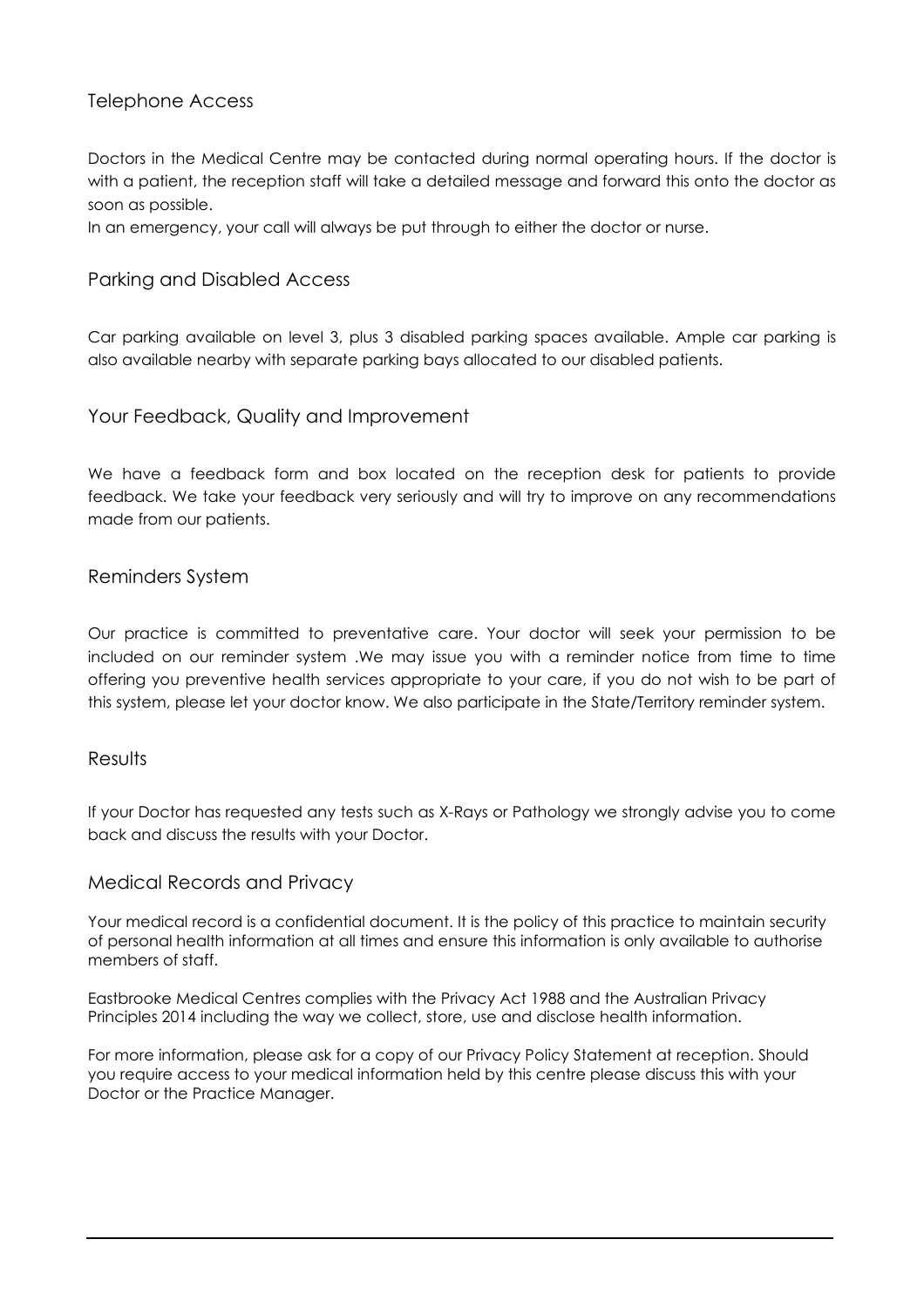## Telephone Access

Doctors in the Medical Centre may be contacted during normal operating hours. If the doctor is with a patient, the reception staff will take a detailed message and forward this onto the doctor as soon as possible.

In an emergency, your call will always be put through to either the doctor or nurse.

## Parking and Disabled Access

Car parking available on level 3, plus 3 disabled parking spaces available. Ample car parking is also available nearby with separate parking bays allocated to our disabled patients.

## Your Feedback, Quality and Improvement

We have a feedback form and box located on the reception desk for patients to provide feedback. We take your feedback very seriously and will try to improve on any recommendations made from our patients.

## Reminders System

Our practice is committed to preventative care. Your doctor will seek your permission to be included on our reminder system .We may issue you with a reminder notice from time to time offering you preventive health services appropriate to your care, if you do not wish to be part of this system, please let your doctor know. We also participate in the State/Territory reminder system.

## Results

If your Doctor has requested any tests such as X-Rays or Pathology we strongly advise you to come back and discuss the results with your Doctor.

## Medical Records and Privacy

Your medical record is a confidential document. It is the policy of this practice to maintain security of personal health information at all times and ensure this information is only available to authorise members of staff.

Eastbrooke Medical Centres complies with the Privacy Act 1988 and the Australian Privacy Principles 2014 including the way we collect, store, use and disclose health information.

For more information, please ask for a copy of our Privacy Policy Statement at reception. Should you require access to your medical information held by this centre please discuss this with your Doctor or the Practice Manager.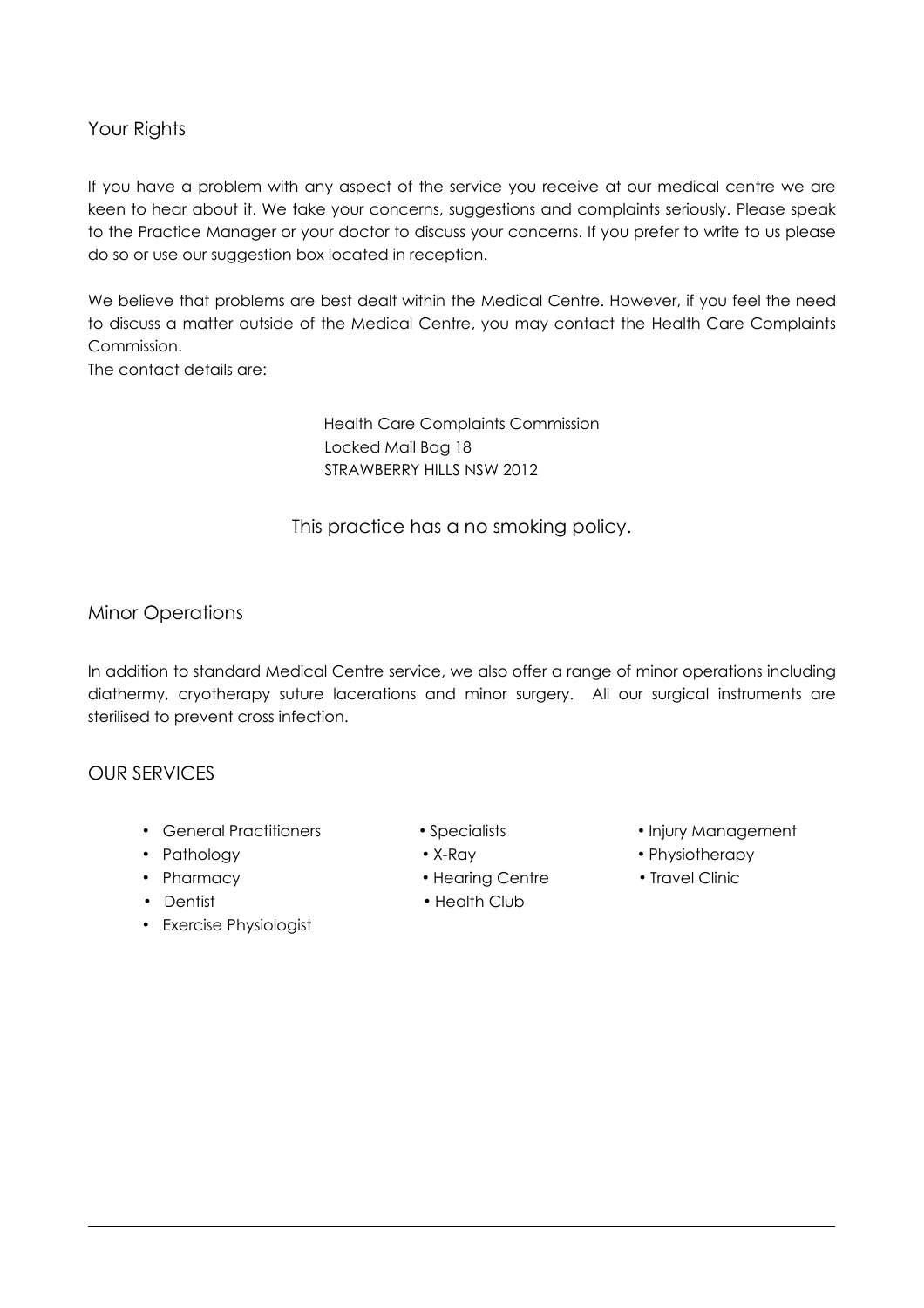## Your Rights

If you have a problem with any aspect of the service you receive at our medical centre we are keen to hear about it. We take your concerns, suggestions and complaints seriously. Please speak to the Practice Manager or your doctor to discuss your concerns. If you prefer to write to us please do so or use our suggestion box located in reception.

We believe that problems are best dealt within the Medical Centre. However, if you feel the need to discuss a matter outside of the Medical Centre, you may contact the Health Care Complaints Commission.

The contact details are:

Health Care Complaints Commission
Locked Mail Bag 18
STRAWBERRY HILLS NSW 2012

This practice has a no smoking policy.

## Minor Operations

In addition to standard Medical Centre service, we also offer a range of minor operations including diathermy, cryotherapy suture lacerations and minor surgery. All our surgical instruments are sterilised to prevent cross infection.

## OUR SERVICES

- General Practitioners
- Pathology
- Pharmacy
- Dentist
- Exercise Physiologist
- Specialists
- X-Ray
- Hearing Centre
- Health Club
- Injury Management
- Physiotherapy
- Travel Clinic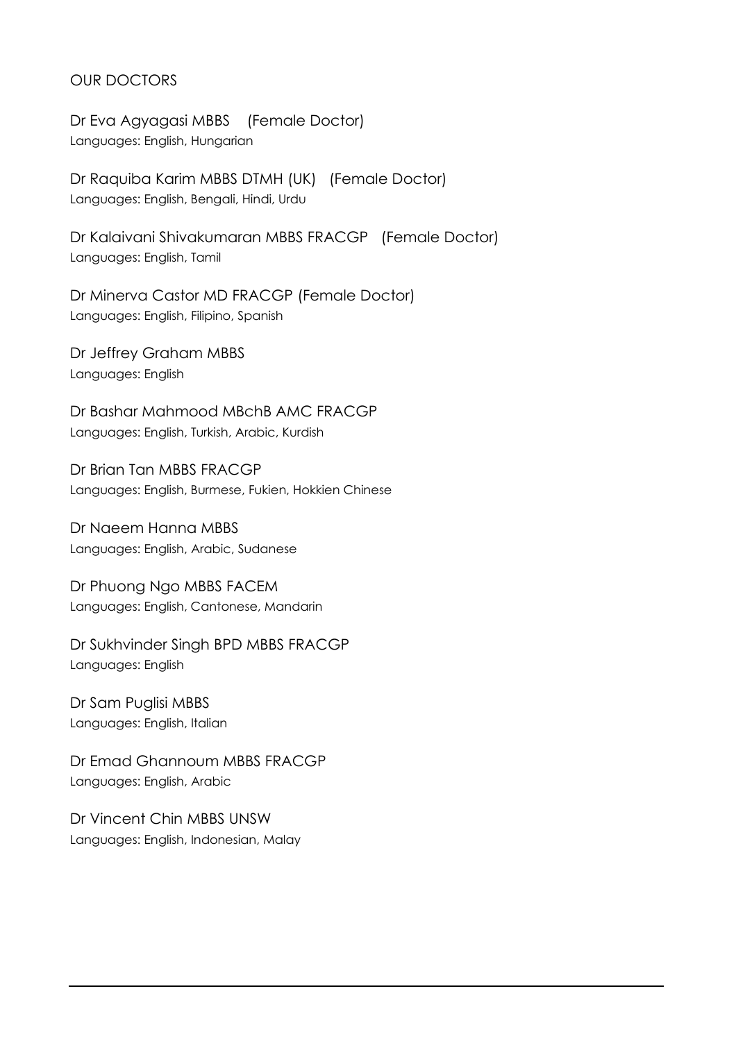## OUR DOCTORS

Dr Eva Agyagasi MBBS (Female Doctor)
Languages: English, Hungarian

Dr Raquiba Karim MBBS DTMH (UK) (Female Doctor)
Languages: English, Bengali, Hindi, Urdu

Dr Kalaivani Shivakumaran MBBS FRACGP (Female Doctor)
Languages: English, Tamil

Dr Minerva Castor MD FRACGP (Female Doctor)
Languages: English, Filipino, Spanish

Dr Jeffrey Graham MBBS
Languages: English

Dr Bashar Mahmood MBchB AMC FRACGP
Languages: English, Turkish, Arabic, Kurdish

Dr Brian Tan MBBS FRACGP
Languages: English, Burmese, Fukien, Hokkien Chinese

Dr Naeem Hanna MBBS
Languages: English, Arabic, Sudanese

Dr Phuong Ngo MBBS FACEM
Languages: English, Cantonese, Mandarin

Dr Sukhvinder Singh BPD MBBS FRACGP
Languages: English

Dr Sam Puglisi MBBS
Languages: English, Italian

Dr Emad Ghannoum MBBS FRACGP
Languages: English, Arabic

Dr Vincent Chin MBBS UNSW
Languages: English, Indonesian, Malay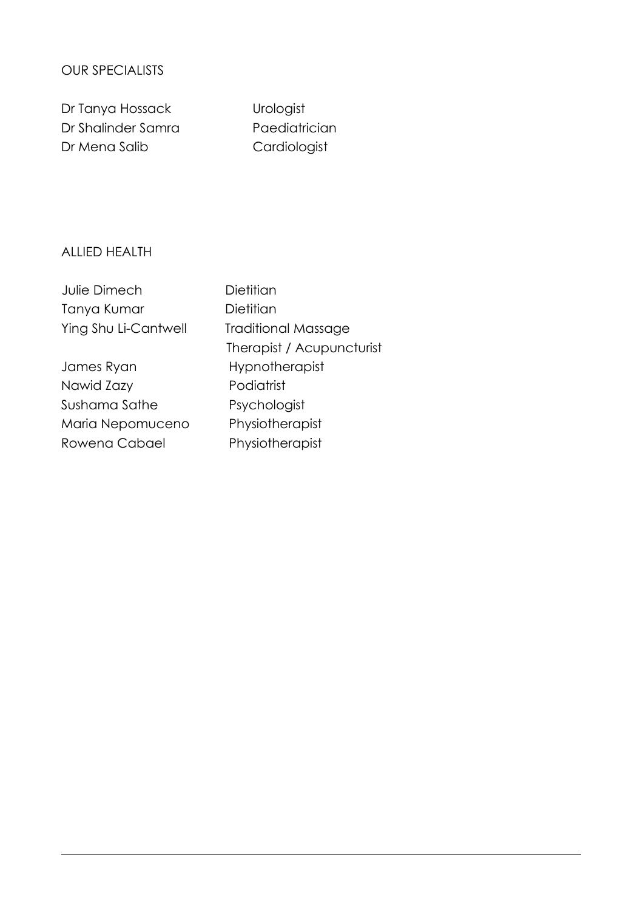## OUR SPECIALISTS

| | |
|---|---|
| Dr Tanya Hossack | Urologist |
| Dr Shalinder Samra | Paediatrician |
| Dr Mena Salib | Cardiologist |

## ALLIED HEALTH

| | |
|---|---|
| Julie Dimech | Dietitian |
| Tanya Kumar | Dietitian |
| Ying Shu Li-Cantwell | Traditional Massage Therapist / Acupuncturist |
| James Ryan | Hypnotherapist |
| Nawid Zazy | Podiatrist |
| Sushama Sathe | Psychologist |
| Maria Nepomuceno | Physiotherapist |
| Rowena Cabael | Physiotherapist |